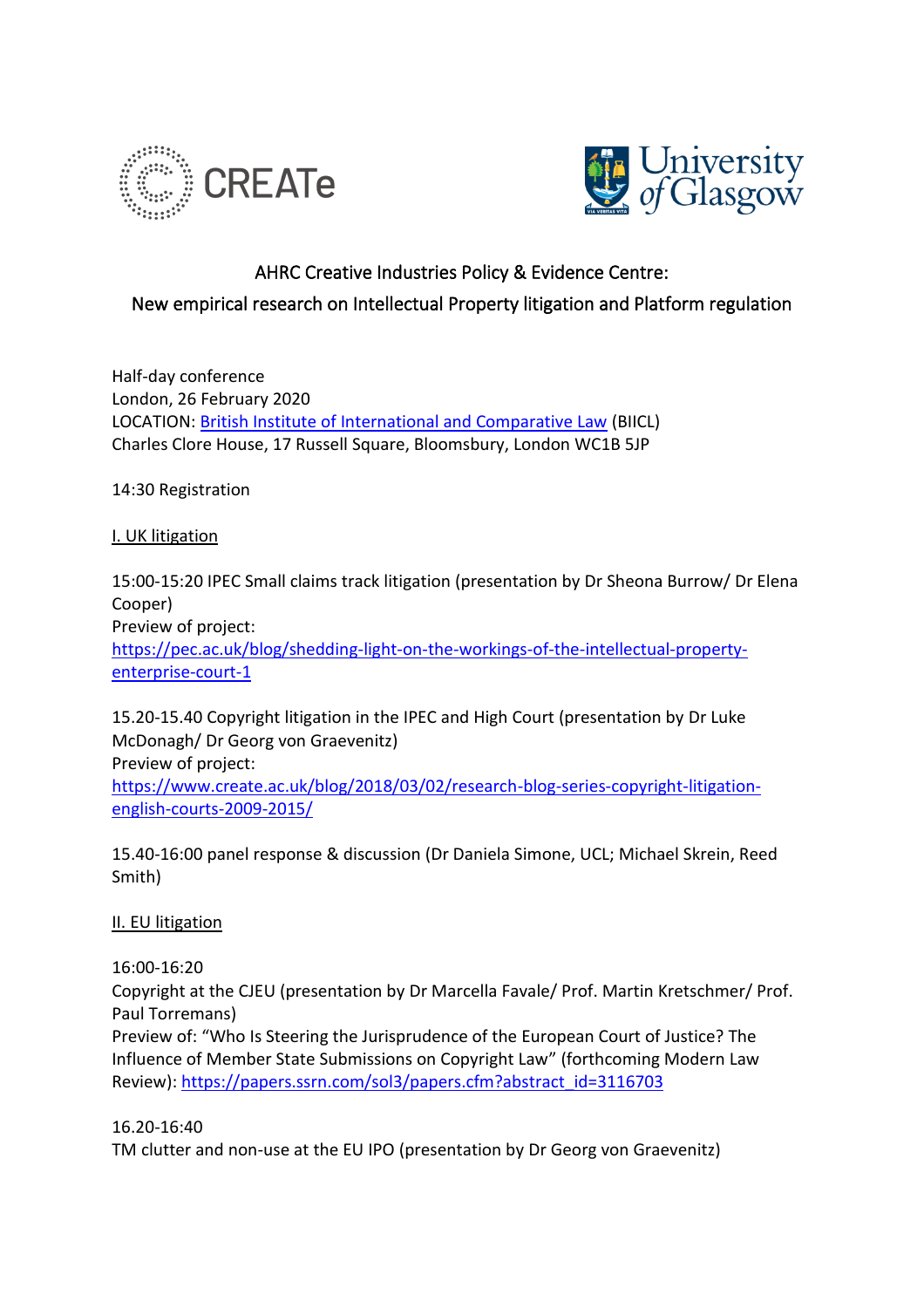CREATe

University of Glasgow

## AHRC Creative Industries Policy & Evidence Centre:
## New empirical research on Intellectual Property litigation and Platform regulation

Half-day conference
London, 26 February 2020
LOCATION: [British Institute of International and Comparative Law](https://www.biicl.org) (BIICL)
Charles Clore House, 17 Russell Square, Bloomsbury, London WC1B 5JP

14:30 Registration

### I. UK litigation

15:00-15:20 IPEC Small claims track litigation (presentation by Dr Sheona Burrow/ Dr Elena Cooper)
Preview of project:
https://pec.ac.uk/blog/shedding-light-on-the-workings-of-the-intellectual-property-enterprise-court-1

15.20-15.40 Copyright litigation in the IPEC and High Court (presentation by Dr Luke McDonagh/ Dr Georg von Graevenitz)
Preview of project:
https://www.create.ac.uk/blog/2018/03/02/research-blog-series-copyright-litigation-english-courts-2009-2015/

15.40-16:00 panel response & discussion (Dr Daniela Simone, UCL; Michael Skrein, Reed Smith)

### II. EU litigation

16:00-16:20
Copyright at the CJEU (presentation by Dr Marcella Favale/ Prof. Martin Kretschmer/ Prof. Paul Torremans)
Preview of: "Who Is Steering the Jurisprudence of the European Court of Justice? The Influence of Member State Submissions on Copyright Law" (forthcoming Modern Law Review): https://papers.ssrn.com/sol3/papers.cfm?abstract_id=3116703

16.20-16:40
TM clutter and non-use at the EU IPO (presentation by Dr Georg von Graevenitz)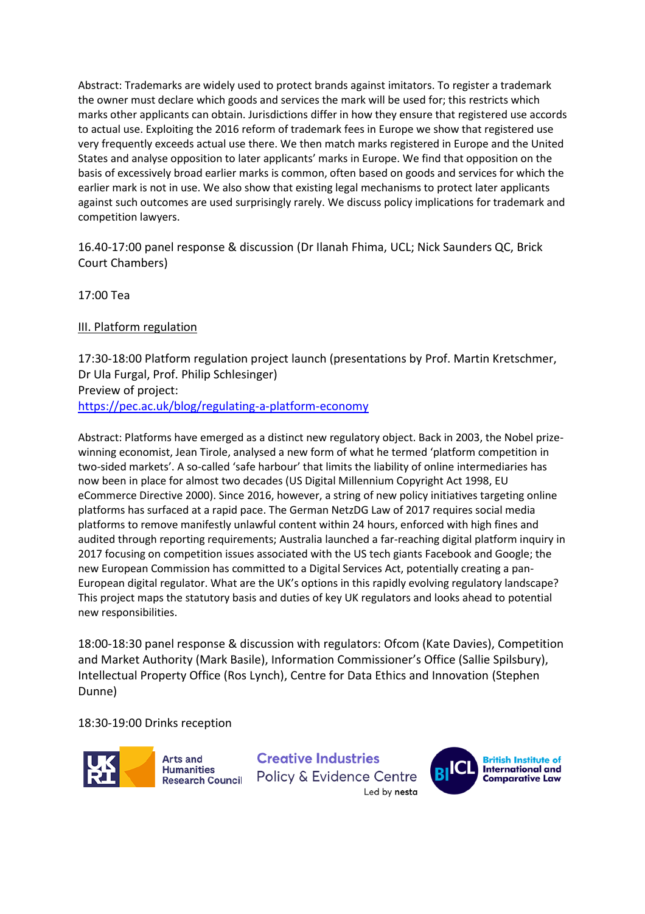Abstract: Trademarks are widely used to protect brands against imitators. To register a trademark the owner must declare which goods and services the mark will be used for; this restricts which marks other applicants can obtain. Jurisdictions differ in how they ensure that registered use accords to actual use. Exploiting the 2016 reform of trademark fees in Europe we show that registered use very frequently exceeds actual use there. We then match marks registered in Europe and the United States and analyse opposition to later applicants' marks in Europe. We find that opposition on the basis of excessively broad earlier marks is common, often based on goods and services for which the earlier mark is not in use. We also show that existing legal mechanisms to protect later applicants against such outcomes are used surprisingly rarely. We discuss policy implications for trademark and competition lawyers.

16.40-17:00 panel response & discussion (Dr Ilanah Fhima, UCL; Nick Saunders QC, Brick Court Chambers)

17:00 Tea

## III. Platform regulation

17:30-18:00 Platform regulation project launch (presentations by Prof. Martin Kretschmer, Dr Ula Furgal, Prof. Philip Schlesinger)
Preview of project:
https://pec.ac.uk/blog/regulating-a-platform-economy

Abstract: Platforms have emerged as a distinct new regulatory object. Back in 2003, the Nobel prize-winning economist, Jean Tirole, analysed a new form of what he termed 'platform competition in two-sided markets'. A so-called 'safe harbour' that limits the liability of online intermediaries has now been in place for almost two decades (US Digital Millennium Copyright Act 1998, EU eCommerce Directive 2000). Since 2016, however, a string of new policy initiatives targeting online platforms has surfaced at a rapid pace. The German NetzDG Law of 2017 requires social media platforms to remove manifestly unlawful content within 24 hours, enforced with high fines and audited through reporting requirements; Australia launched a far-reaching digital platform inquiry in 2017 focusing on competition issues associated with the US tech giants Facebook and Google; the new European Commission has committed to a Digital Services Act, potentially creating a pan-European digital regulator. What are the UK's options in this rapidly evolving regulatory landscape? This project maps the statutory basis and duties of key UK regulators and looks ahead to potential new responsibilities.

18:00-18:30 panel response & discussion with regulators: Ofcom (Kate Davies), Competition and Market Authority (Mark Basile), Information Commissioner's Office (Sallie Spilsbury), Intellectual Property Office (Ros Lynch), Centre for Data Ethics and Innovation (Stephen Dunne)

18:30-19:00 Drinks reception

UKRI Arts and Humanities Research Council | Creative Industries Policy & Evidence Centre Led by nesta | BIICL British Institute of International and Comparative Law